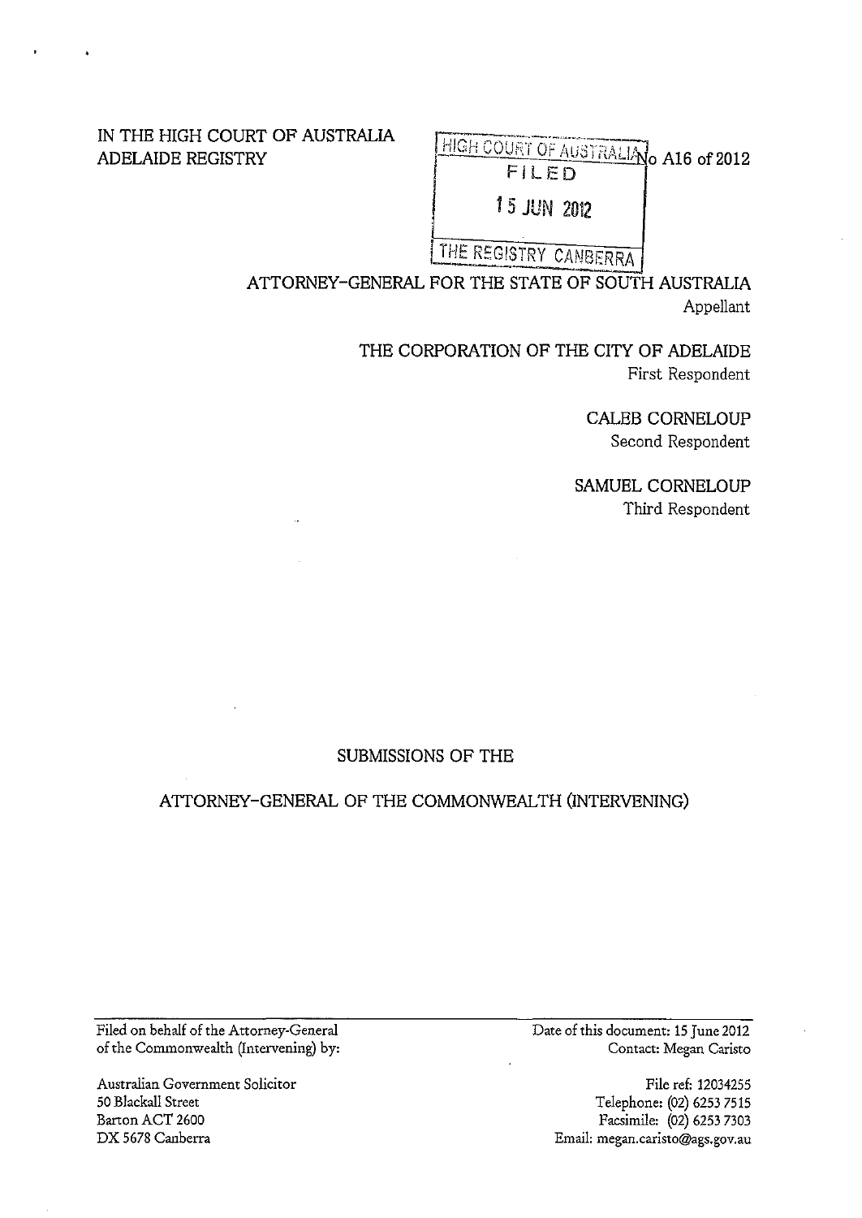IN THE HIGH COURT OF AUSTRALIA
ADELAIDE REGISTRY

HIGH COURT OF AUSTRALIA
FILED
15 JUN 2012
THE REGISTRY CANBERRA

No A16 of 2012

ATTORNEY-GENERAL FOR THE STATE OF SOUTH AUSTRALIA
Appellant

THE CORPORATION OF THE CITY OF ADELAIDE
First Respondent

CALEB CORNELOUP
Second Respondent

SAMUEL CORNELOUP
Third Respondent

SUBMISSIONS OF THE

ATTORNEY-GENERAL OF THE COMMONWEALTH (INTERVENING)

Filed on behalf of the Attorney-General of the Commonwealth (Intervening) by:

Australian Government Solicitor
50 Blackall Street
Barton ACT 2600
DX 5678 Canberra

Date of this document: 15 June 2012
Contact: Megan Caristo

File ref: 12034255
Telephone: (02) 6253 7515
Facsimile: (02) 6253 7303
Email: megan.caristo@ags.gov.au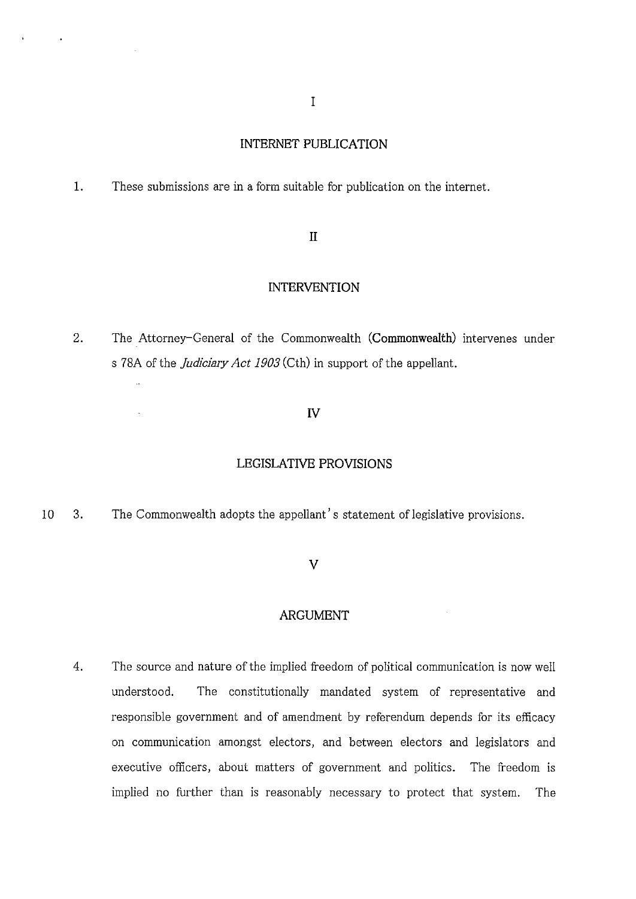# I

## INTERNET PUBLICATION

1. These submissions are in a form suitable for publication on the internet.

# II

## INTERVENTION

2. The Attorney-General of the Commonwealth (**Commonwealth**) intervenes under s 78A of the *Judiciary Act 1903* (Cth) in support of the appellant.

# IV

## LEGISLATIVE PROVISIONS

3. The Commonwealth adopts the appellant's statement of legislative provisions.

# V

## ARGUMENT

4. The source and nature of the implied freedom of political communication is now well understood. The constitutionally mandated system of representative and responsible government and of amendment by referendum depends for its efficacy on communication amongst electors, and between electors and legislators and executive officers, about matters of government and politics. The freedom is implied no further than is reasonably necessary to protect that system. The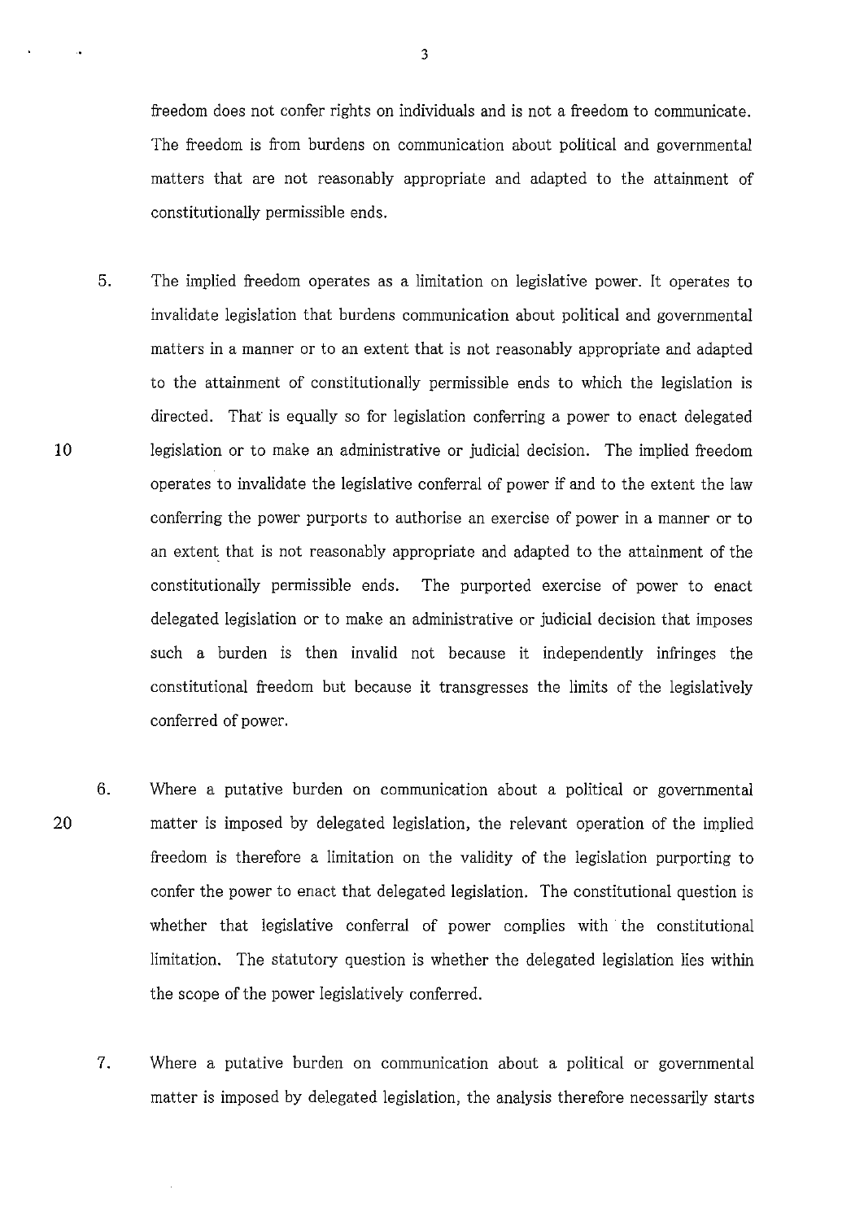freedom does not confer rights on individuals and is not a freedom to communicate. The freedom is from burdens on communication about political and governmental matters that are not reasonably appropriate and adapted to the attainment of constitutionally permissible ends.

5. The implied freedom operates as a limitation on legislative power. It operates to invalidate legislation that burdens communication about political and governmental matters in a manner or to an extent that is not reasonably appropriate and adapted to the attainment of constitutionally permissible ends to which the legislation is directed. That is equally so for legislation conferring a power to enact delegated legislation or to make an administrative or judicial decision. The implied freedom operates to invalidate the legislative conferral of power if and to the extent the law conferring the power purports to authorise an exercise of power in a manner or to an extent that is not reasonably appropriate and adapted to the attainment of the constitutionally permissible ends. The purported exercise of power to enact delegated legislation or to make an administrative or judicial decision that imposes such a burden is then invalid not because it independently infringes the constitutional freedom but because it transgresses the limits of the legislatively conferred of power.

6. Where a putative burden on communication about a political or governmental matter is imposed by delegated legislation, the relevant operation of the implied freedom is therefore a limitation on the validity of the legislation purporting to confer the power to enact that delegated legislation. The constitutional question is whether that legislative conferral of power complies with the constitutional limitation. The statutory question is whether the delegated legislation lies within the scope of the power legislatively conferred.

7. Where a putative burden on communication about a political or governmental matter is imposed by delegated legislation, the analysis therefore necessarily starts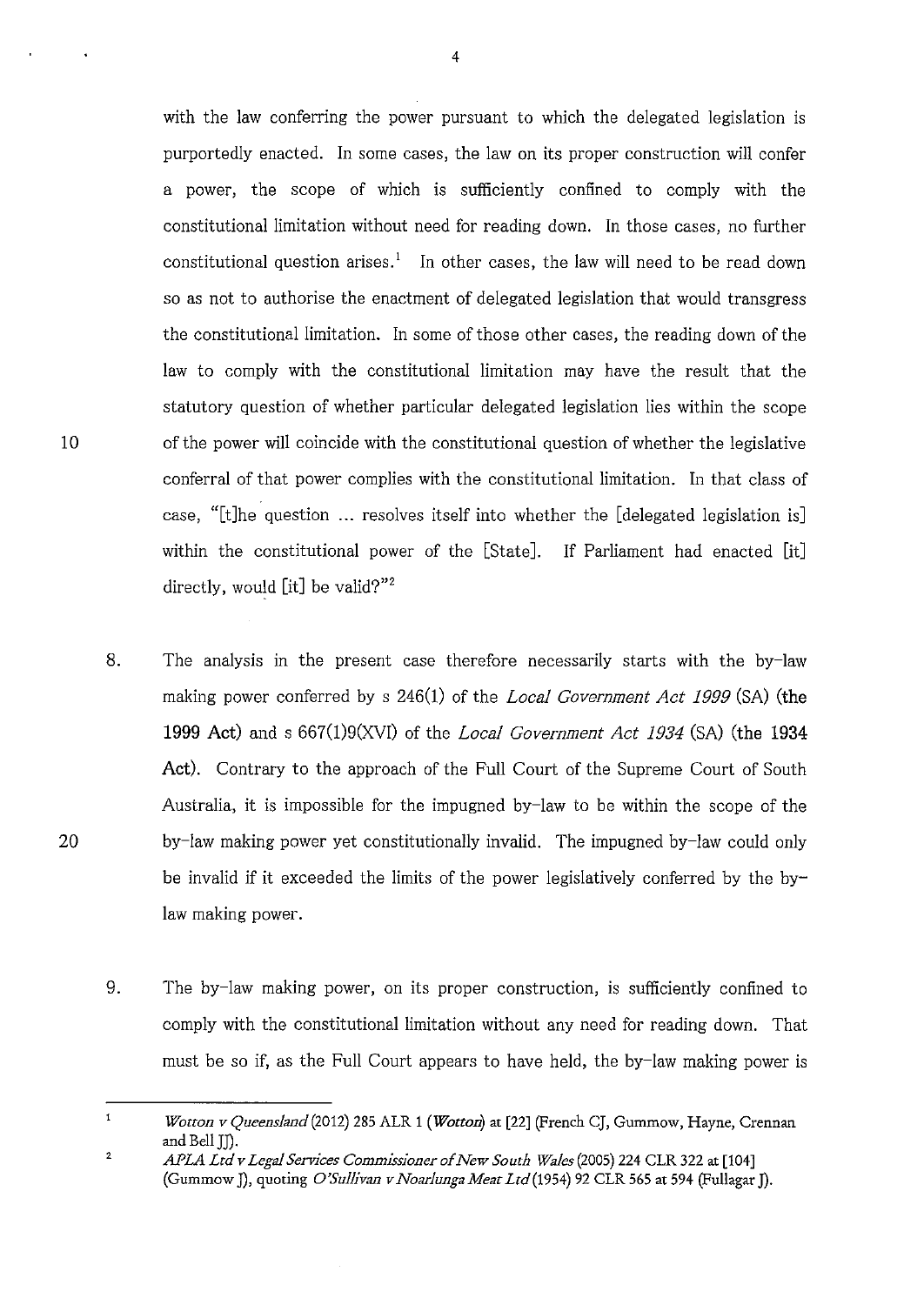with the law conferring the power pursuant to which the delegated legislation is purportedly enacted. In some cases, the law on its proper construction will confer a power, the scope of which is sufficiently confined to comply with the constitutional limitation without need for reading down. In those cases, no further constitutional question arises.[1] In other cases, the law will need to be read down so as not to authorise the enactment of delegated legislation that would transgress the constitutional limitation. In some of those other cases, the reading down of the law to comply with the constitutional limitation may have the result that the statutory question of whether particular delegated legislation lies within the scope of the power will coincide with the constitutional question of whether the legislative conferral of that power complies with the constitutional limitation. In that class of case, "[t]he question ... resolves itself into whether the [delegated legislation is] within the constitutional power of the [State]. If Parliament had enacted [it] directly, would [it] be valid?"[2]

8. The analysis in the present case therefore necessarily starts with the by-law making power conferred by s 246(1) of the *Local Government Act 1999* (SA) (**the 1999 Act**) and s 667(1)9(XVI) of the *Local Government Act 1934* (SA) (**the 1934 Act**). Contrary to the approach of the Full Court of the Supreme Court of South Australia, it is impossible for the impugned by-law to be within the scope of the by-law making power yet constitutionally invalid. The impugned by-law could only be invalid if it exceeded the limits of the power legislatively conferred by the by-law making power.

9. The by-law making power, on its proper construction, is sufficiently confined to comply with the constitutional limitation without any need for reading down. That must be so if, as the Full Court appears to have held, the by-law making power is

---

[1] *Wotton v Queensland* (2012) 285 ALR 1 (*Wotton*) at [22] (French CJ, Gummow, Hayne, Crennan and Bell JJ).

[2] *APLA Ltd v Legal Services Commissioner of New South Wales* (2005) 224 CLR 322 at [104] (Gummow J), quoting *O'Sullivan v Noarlunga Meat Ltd* (1954) 92 CLR 565 at 594 (Fullagar J).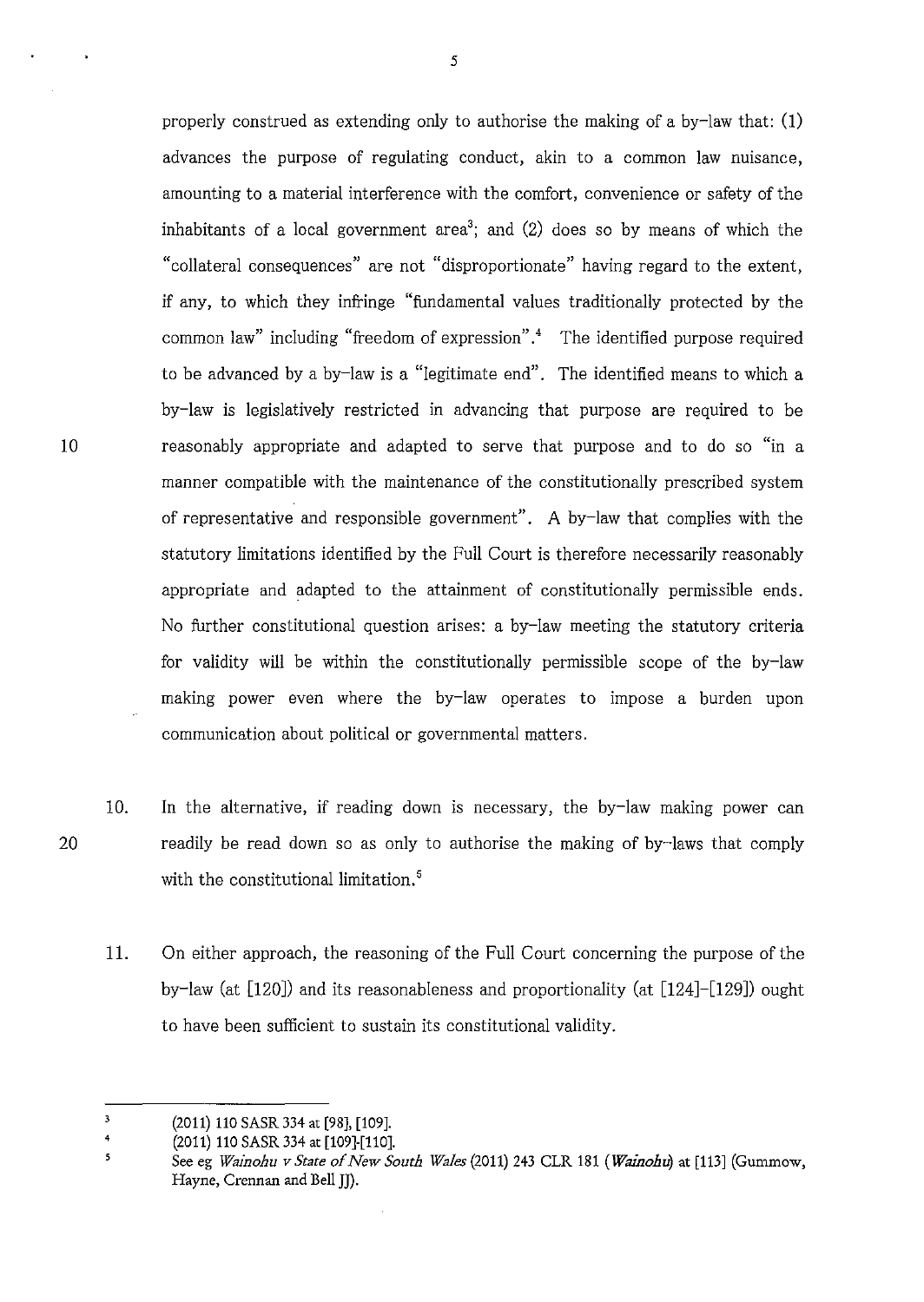properly construed as extending only to authorise the making of a by-law that: (1) advances the purpose of regulating conduct, akin to a common law nuisance, amounting to a material interference with the comfort, convenience or safety of the inhabitants of a local government area[3]; and (2) does so by means of which the "collateral consequences" are not "disproportionate" having regard to the extent, if any, to which they infringe "fundamental values traditionally protected by the common law" including "freedom of expression".[4] The identified purpose required to be advanced by a by-law is a "legitimate end". The identified means to which a by-law is legislatively restricted in advancing that purpose are required to be reasonably appropriate and adapted to serve that purpose and to do so "in a manner compatible with the maintenance of the constitutionally prescribed system of representative and responsible government". A by-law that complies with the statutory limitations identified by the Full Court is therefore necessarily reasonably appropriate and adapted to the attainment of constitutionally permissible ends. No further constitutional question arises: a by-law meeting the statutory criteria for validity will be within the constitutionally permissible scope of the by-law making power even where the by-law operates to impose a burden upon communication about political or governmental matters.

10. In the alternative, if reading down is necessary, the by-law making power can readily be read down so as only to authorise the making of by-laws that comply with the constitutional limitation.[5]

11. On either approach, the reasoning of the Full Court concerning the purpose of the by-law (at [120]) and its reasonableness and proportionality (at [124]-[129]) ought to have been sufficient to sustain its constitutional validity.

---

[3] (2011) 110 SASR 334 at [98], [109].

[4] (2011) 110 SASR 334 at [109]-[110].

[5] See eg *Wainohu v State of New South Wales* (2011) 243 CLR 181 (***Wainohu***) at [113] (Gummow, Hayne, Crennan and Bell JJ).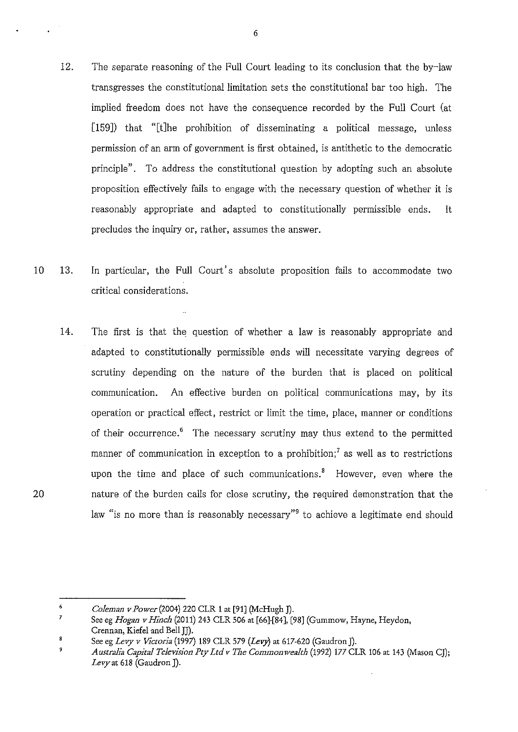12. The separate reasoning of the Full Court leading to its conclusion that the by-law transgresses the constitutional limitation sets the constitutional bar too high. The implied freedom does not have the consequence recorded by the Full Court (at [159]) that "[t]he prohibition of disseminating a political message, unless permission of an arm of government is first obtained, is antithetic to the democratic principle". To address the constitutional question by adopting such an absolute proposition effectively fails to engage with the necessary question of whether it is reasonably appropriate and adapted to constitutionally permissible ends. It precludes the inquiry or, rather, assumes the answer.

13. In particular, the Full Court's absolute proposition fails to accommodate two critical considerations.

14. The first is that the question of whether a law is reasonably appropriate and adapted to constitutionally permissible ends will necessitate varying degrees of scrutiny depending on the nature of the burden that is placed on political communication. An effective burden on political communications may, by its operation or practical effect, restrict or limit the time, place, manner or conditions of their occurrence.[6] The necessary scrutiny may thus extend to the permitted manner of communication in exception to a prohibition;[7] as well as to restrictions upon the time and place of such communications.[8] However, even where the nature of the burden calls for close scrutiny, the required demonstration that the law "is no more than is reasonably necessary"[9] to achieve a legitimate end should

---

6 *Coleman v Power* (2004) 220 CLR 1 at [91] (McHugh J).

7 See eg *Hogan v Hinch* (2011) 243 CLR 506 at [66]-[84], [98] (Gummow, Hayne, Heydon, Crennan, Kiefel and Bell JJ).

8 See eg *Levy v Victoria* (1997) 189 CLR 579 (*Levy*) at 617-620 (Gaudron J).

9 *Australia Capital Television Pty Ltd v The Commonwealth* (1992) 177 CLR 106 at 143 (Mason CJ); *Levy* at 618 (Gaudron J).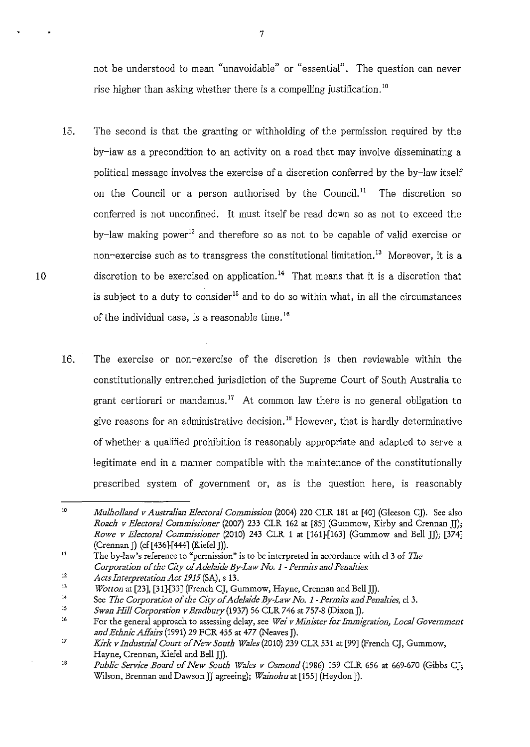not be understood to mean "unavoidable" or "essential". The question can never rise higher than asking whether there is a compelling justification.[10]

15. The second is that the granting or withholding of the permission required by the by-law as a precondition to an activity on a road that may involve disseminating a political message involves the exercise of a discretion conferred by the by-law itself on the Council or a person authorised by the Council.[11] The discretion so conferred is not unconfined. It must itself be read down so as not to exceed the by-law making power[12] and therefore so as not to be capable of valid exercise or non-exercise such as to transgress the constitutional limitation.[13] Moreover, it is a discretion to be exercised on application.[14] That means that it is a discretion that is subject to a duty to consider[15] and to do so within what, in all the circumstances of the individual case, is a reasonable time.[16]

16. The exercise or non-exercise of the discretion is then reviewable within the constitutionally entrenched jurisdiction of the Supreme Court of South Australia to grant certiorari or mandamus.[17] At common law there is no general obligation to give reasons for an administrative decision.[18] However, that is hardly determinative of whether a qualified prohibition is reasonably appropriate and adapted to serve a legitimate end in a manner compatible with the maintenance of the constitutionally prescribed system of government or, as is the question here, is reasonably

---

[10] *Mulholland v Australian Electoral Commission* (2004) 220 CLR 181 at [40] (Gleeson CJ). See also *Roach v Electoral Commissioner* (2007) 233 CLR 162 at [85] (Gummow, Kirby and Crennan JJ); *Rowe v Electoral Commissioner* (2010) 243 CLR 1 at [161]-[163] (Gummow and Bell JJ); [374] (Crennan J) (cf [436]-[444] (Kiefel J)).

[11] The by-law's reference to "permission" is to be interpreted in accordance with cl 3 of *The Corporation of the City of Adelaide By-Law No. 1 - Permits and Penalties.*

[12] *Acts Interpretation Act 1915* (SA), s 13.

[13] *Wotton* at [23], [31]-[33] (French CJ, Gummow, Hayne, Crennan and Bell JJ).

[14] See *The Corporation of the City of Adelaide By-Law No. 1 - Permits and Penalties*, cl 3.

[15] *Swan Hill Corporation v Bradbury* (1937) 56 CLR 746 at 757-8 (Dixon J).

[16] For the general approach to assessing delay, see *Wei v Minister for Immigration, Local Government and Ethnic Affairs* (1991) 29 FCR 455 at 477 (Neaves J).

[17] *Kirk v Industrial Court of New South Wales* (2010) 239 CLR 531 at [99] (French CJ, Gummow, Hayne, Crennan, Kiefel and Bell JJ).

[18] *Public Service Board of New South Wales v Osmond* (1986) 159 CLR 656 at 669-670 (Gibbs CJ; Wilson, Brennan and Dawson JJ agreeing); *Wainohu* at [155] (Heydon J).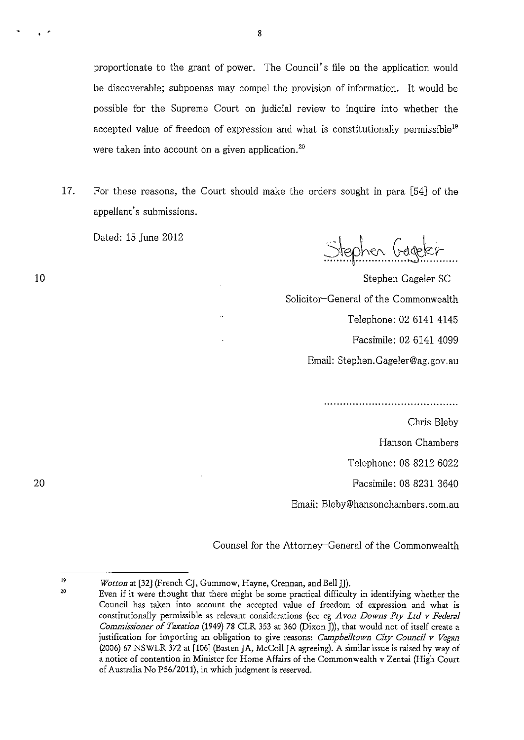proportionate to the grant of power. The Council's file on the application would be discoverable; subpoenas may compel the provision of information. It would be possible for the Supreme Court on judicial review to inquire into whether the accepted value of freedom of expression and what is constitutionally permissible[19] were taken into account on a given application.[20]

17. For these reasons, the Court should make the orders sought in para [54] of the appellant's submissions.

Dated: 15 June 2012

Stephen Gageler SC
Solicitor-General of the Commonwealth
Telephone: 02 6141 4145
Facsimile: 02 6141 4099
Email: Stephen.Gageler@ag.gov.au

Chris Bleby
Hanson Chambers
Telephone: 08 8212 6022
Facsimile: 08 8231 3640
Email: Bleby@hansonchambers.com.au

Counsel for the Attorney-General of the Commonwealth

---

[19] *Wotton* at [32] (French CJ, Gummow, Hayne, Crennan, and Bell JJ).

[20] Even if it were thought that there might be some practical difficulty in identifying whether the Council has taken into account the accepted value of freedom of expression and what is constitutionally permissible as relevant considerations (see eg *Avon Downs Pty Ltd v Federal Commissioner of Taxation* (1949) 78 CLR 353 at 360 (Dixon J)), that would not of itself create a justification for importing an obligation to give reasons: *Campbelltown City Council v Vegan* (2006) 67 NSWLR 372 at [106] (Basten JA, McColl JA agreeing). A similar issue is raised by way of a notice of contention in Minister for Home Affairs of the Commonwealth v Zentai (High Court of Australia No P56/2011), in which judgment is reserved.